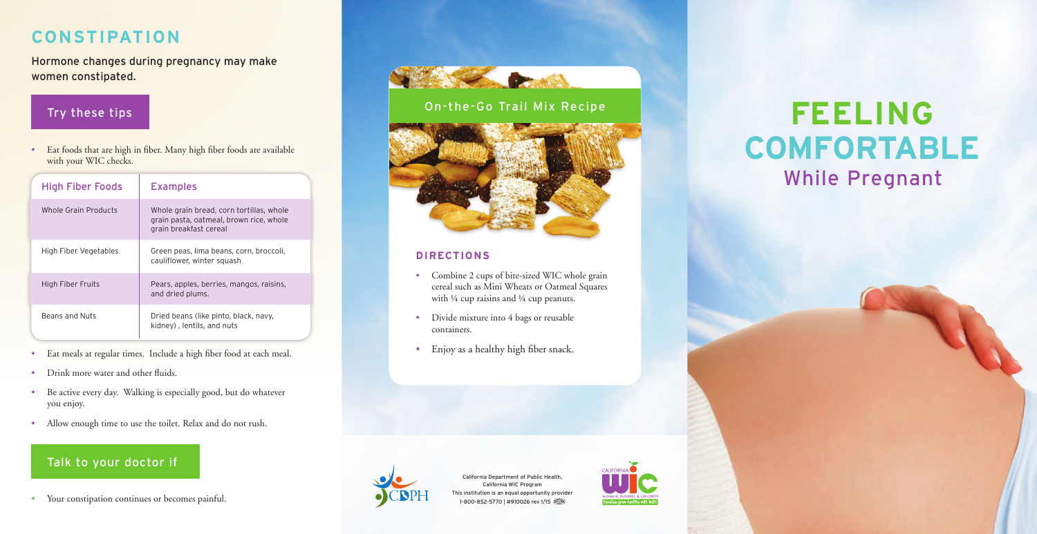## CONSTIPATION

Hormone changes during pregnancy may make women constipated.

### Try these tips

- Eat foods that are high in fiber. Many high fiber foods are available with your WIC checks.

| High Fiber Foods | Examples |
| --- | --- |
| Whole Grain Products | Whole grain bread, corn tortillas, whole grain pasta, oatmeal, brown rice, whole grain breakfast cereal |
| High Fiber Vegetables | Green peas, lima beans, corn, broccoli, cauliflower, winter squash |
| High Fiber Fruits | Pears, apples, berries, mangos, raisins, and dried plums. |
| Beans and Nuts | Dried beans (like pinto, black, navy, kidney) , lentils, and nuts |

- Eat meals at regular times. Include a high fiber food at each meal.
- Drink more water and other fluids.
- Be active every day. Walking is especially good, but do whatever you enjoy.
- Allow enough time to use the toilet. Relax and do not rush.

### Talk to your doctor if

- Your constipation continues or becomes painful.

## On-the-Go Trail Mix Recipe

### DIRECTIONS

- Combine 2 cups of bite-sized WIC whole grain cereal such as Mini Wheats or Oatmeal Squares with ¼ cup raisins and ¼ cup peanuts.
- Divide mixture into 4 bags or reusable containers.
- Enjoy as a healthy high fiber snack.

California Department of Public Health, California WIC Program
This institution is an equal opportunity provider
1-800-852-5770 | #910026 rev 1/15

# FEELING COMFORTABLE While Pregnant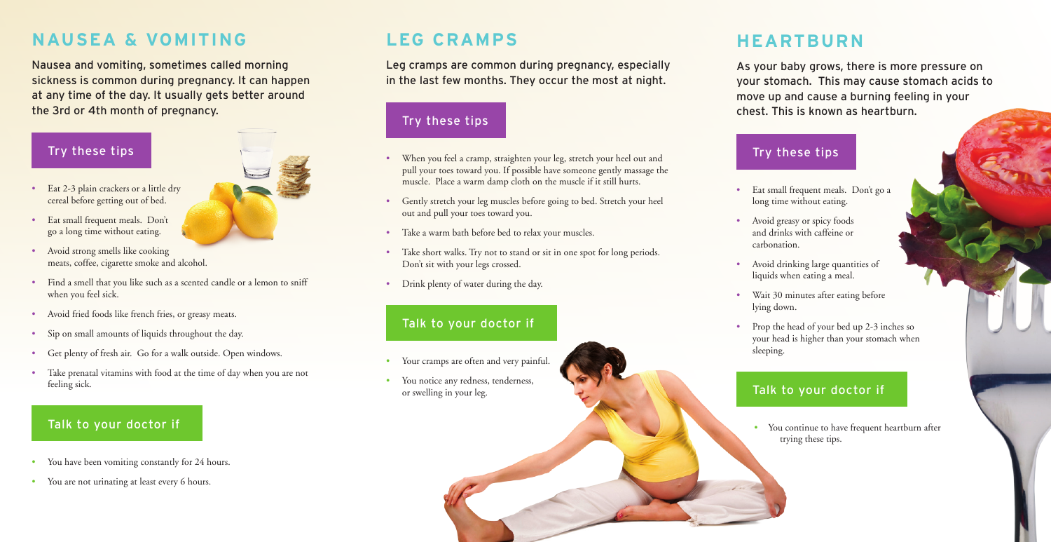## NAUSEA & VOMITING

Nausea and vomiting, sometimes called morning sickness is common during pregnancy. It can happen at any time of the day. It usually gets better around the 3rd or 4th month of pregnancy.

### Try these tips

- Eat 2-3 plain crackers or a little dry cereal before getting out of bed.
- Eat small frequent meals. Don't go a long time without eating.
- Avoid strong smells like cooking meats, coffee, cigarette smoke and alcohol.
- Find a smell that you like such as a scented candle or a lemon to sniff when you feel sick.
- Avoid fried foods like french fries, or greasy meats.
- Sip on small amounts of liquids throughout the day.
- Get plenty of fresh air. Go for a walk outside. Open windows.
- Take prenatal vitamins with food at the time of day when you are not feeling sick.

### Talk to your doctor if

- You have been vomiting constantly for 24 hours.
- You are not urinating at least every 6 hours.

## LEG CRAMPS

Leg cramps are common during pregnancy, especially in the last few months. They occur the most at night.

### Try these tips

- When you feel a cramp, straighten your leg, stretch your heel out and pull your toes toward you. If possible have someone gently massage the muscle. Place a warm damp cloth on the muscle if it still hurts.
- Gently stretch your leg muscles before going to bed. Stretch your heel out and pull your toes toward you.
- Take a warm bath before bed to relax your muscles.
- Take short walks. Try not to stand or sit in one spot for long periods. Don't sit with your legs crossed.
- Drink plenty of water during the day.

### Talk to your doctor if

- Your cramps are often and very painful.
- You notice any redness, tenderness, or swelling in your leg.

## HEARTBURN

As your baby grows, there is more pressure on your stomach. This may cause stomach acids to move up and cause a burning feeling in your chest. This is known as heartburn.

### Try these tips

- Eat small frequent meals. Don't go a long time without eating.
- Avoid greasy or spicy foods and drinks with caffeine or carbonation.
- Avoid drinking large quantities of liquids when eating a meal.
- Wait 30 minutes after eating before lying down.
- Prop the head of your bed up 2-3 inches so your head is higher than your stomach when sleeping.

### Talk to your doctor if

- You continue to have frequent heartburn after trying these tips.